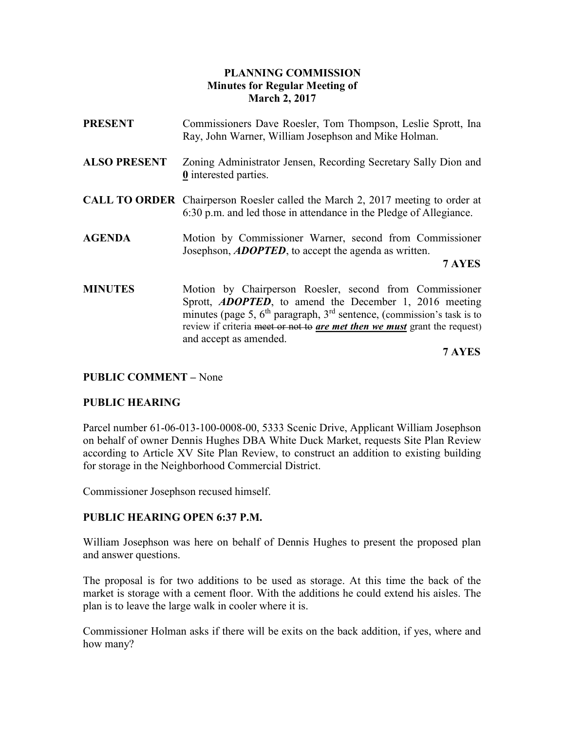# PLANNING COMMISSION
## Minutes for Regular Meeting of
## March 2, 2017

**PRESENT** Commissioners Dave Roesler, Tom Thompson, Leslie Sprott, Ina Ray, John Warner, William Josephson and Mike Holman.

**ALSO PRESENT** Zoning Administrator Jensen, Recording Secretary Sally Dion and **0** interested parties.

**CALL TO ORDER** Chairperson Roesler called the March 2, 2017 meeting to order at 6:30 p.m. and led those in attendance in the Pledge of Allegiance.

**AGENDA** Motion by Commissioner Warner, second from Commissioner Josephson, ***ADOPTED***, to accept the agenda as written.

**7 AYES**

**MINUTES** Motion by Chairperson Roesler, second from Commissioner Sprott, ***ADOPTED***, to amend the December 1, 2016 meeting minutes (page 5, 6th paragraph, 3rd sentence, (commission's task is to review if criteria ~~meet or not to~~ ***are met then we must*** grant the request) and accept as amended.

**7 AYES**

**PUBLIC COMMENT** – None

**PUBLIC HEARING**

Parcel number 61-06-013-100-0008-00, 5333 Scenic Drive, Applicant William Josephson on behalf of owner Dennis Hughes DBA White Duck Market, requests Site Plan Review according to Article XV Site Plan Review, to construct an addition to existing building for storage in the Neighborhood Commercial District.

Commissioner Josephson recused himself.

**PUBLIC HEARING OPEN 6:37 P.M.**

William Josephson was here on behalf of Dennis Hughes to present the proposed plan and answer questions.

The proposal is for two additions to be used as storage. At this time the back of the market is storage with a cement floor. With the additions he could extend his aisles. The plan is to leave the large walk in cooler where it is.

Commissioner Holman asks if there will be exits on the back addition, if yes, where and how many?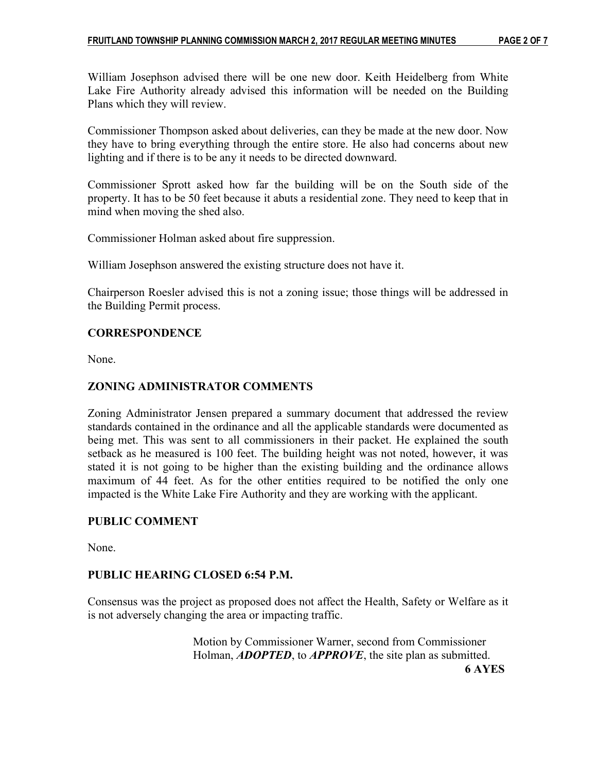William Josephson advised there will be one new door. Keith Heidelberg from White Lake Fire Authority already advised this information will be needed on the Building Plans which they will review.

Commissioner Thompson asked about deliveries, can they be made at the new door. Now they have to bring everything through the entire store. He also had concerns about new lighting and if there is to be any it needs to be directed downward.

Commissioner Sprott asked how far the building will be on the South side of the property. It has to be 50 feet because it abuts a residential zone. They need to keep that in mind when moving the shed also.

Commissioner Holman asked about fire suppression.

William Josephson answered the existing structure does not have it.

Chairperson Roesler advised this is not a zoning issue; those things will be addressed in the Building Permit process.

## CORRESPONDENCE

None.

## ZONING ADMINISTRATOR COMMENTS

Zoning Administrator Jensen prepared a summary document that addressed the review standards contained in the ordinance and all the applicable standards were documented as being met. This was sent to all commissioners in their packet. He explained the south setback as he measured is 100 feet. The building height was not noted, however, it was stated it is not going to be higher than the existing building and the ordinance allows maximum of 44 feet. As for the other entities required to be notified the only one impacted is the White Lake Fire Authority and they are working with the applicant.

## PUBLIC COMMENT

None.

## PUBLIC HEARING CLOSED 6:54 P.M.

Consensus was the project as proposed does not affect the Health, Safety or Welfare as it is not adversely changing the area or impacting traffic.

> Motion by Commissioner Warner, second from Commissioner Holman, ***ADOPTED***, to ***APPROVE***, the site plan as submitted.
>
> **6 AYES**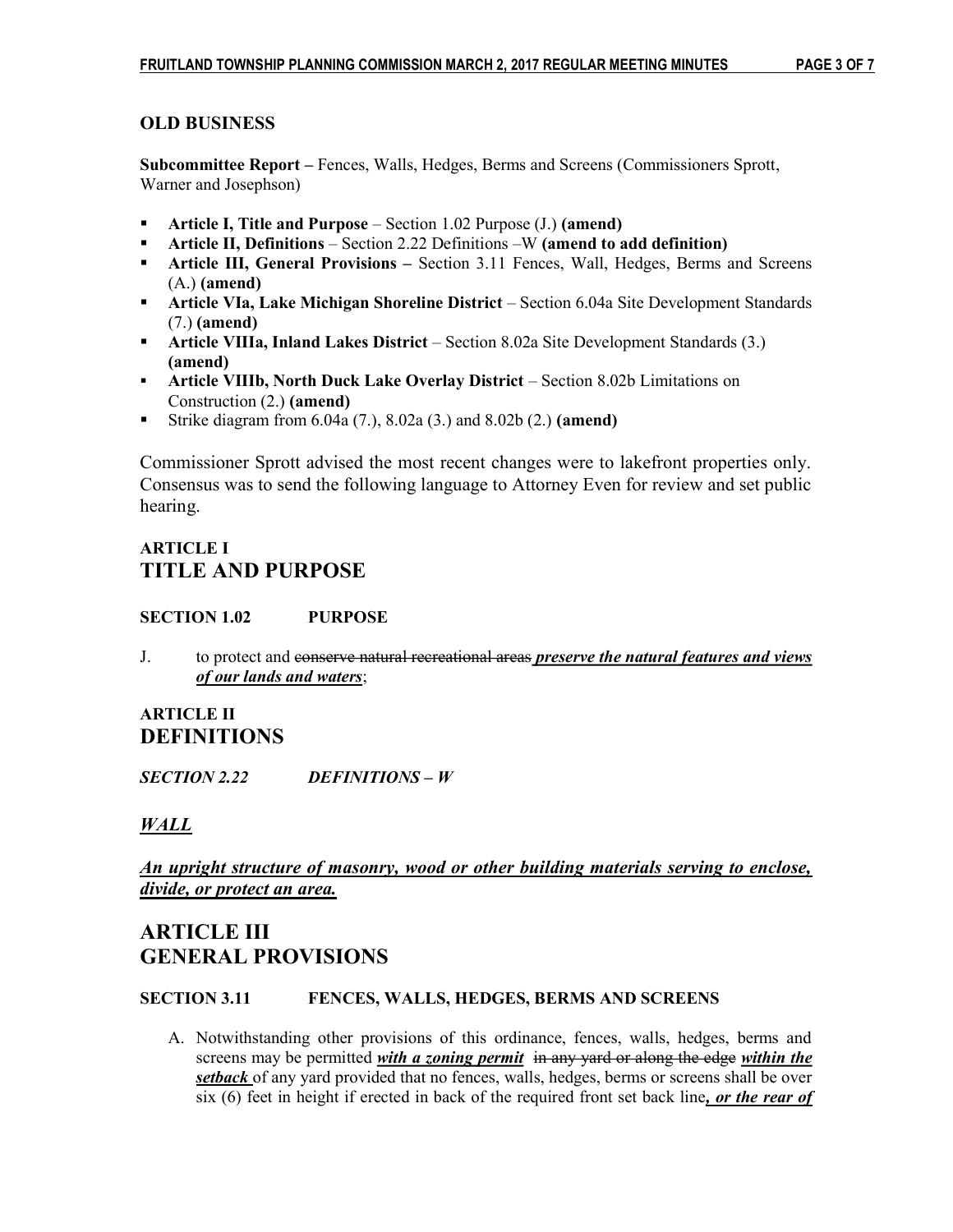## OLD BUSINESS

**Subcommittee Report –** Fences, Walls, Hedges, Berms and Screens (Commissioners Sprott, Warner and Josephson)

- **Article I, Title and Purpose** – Section 1.02 Purpose (J.) **(amend)**
- **Article II, Definitions** – Section 2.22 Definitions –W **(amend to add definition)**
- **Article III, General Provisions –** Section 3.11 Fences, Wall, Hedges, Berms and Screens (A.) **(amend)**
- **Article VIa, Lake Michigan Shoreline District** – Section 6.04a Site Development Standards (7.) **(amend)**
- **Article VIIIa, Inland Lakes District** – Section 8.02a Site Development Standards (3.) **(amend)**
- **Article VIIIb, North Duck Lake Overlay District** – Section 8.02b Limitations on Construction (2.) **(amend)**
- Strike diagram from 6.04a (7.), 8.02a (3.) and 8.02b (2.) **(amend)**

Commissioner Sprott advised the most recent changes were to lakefront properties only. Consensus was to send the following language to Attorney Even for review and set public hearing.

### ARTICLE I
## TITLE AND PURPOSE

**SECTION 1.02 PURPOSE**

J. to protect and ~~conserve natural recreational areas~~ ***<u>preserve the natural features and views of our lands and waters</u>***;

### ARTICLE II
## DEFINITIONS

***SECTION 2.22 DEFINITIONS – W***

***<u>WALL</u>***

***<u>An upright structure of masonry, wood or other building materials serving to enclose, divide, or protect an area.</u>***

## ARTICLE III
## GENERAL PROVISIONS

**SECTION 3.11 FENCES, WALLS, HEDGES, BERMS AND SCREENS**

A. Notwithstanding other provisions of this ordinance, fences, walls, hedges, berms and screens may be permitted ***<u>with a zoning permit</u>*** ~~in any yard or along the edge~~ ***<u>within the setback</u>*** of any yard provided that no fences, walls, hedges, berms or screens shall be over six (6) feet in height if erected in back of the required front set back line***<u>, or the rear of</u>***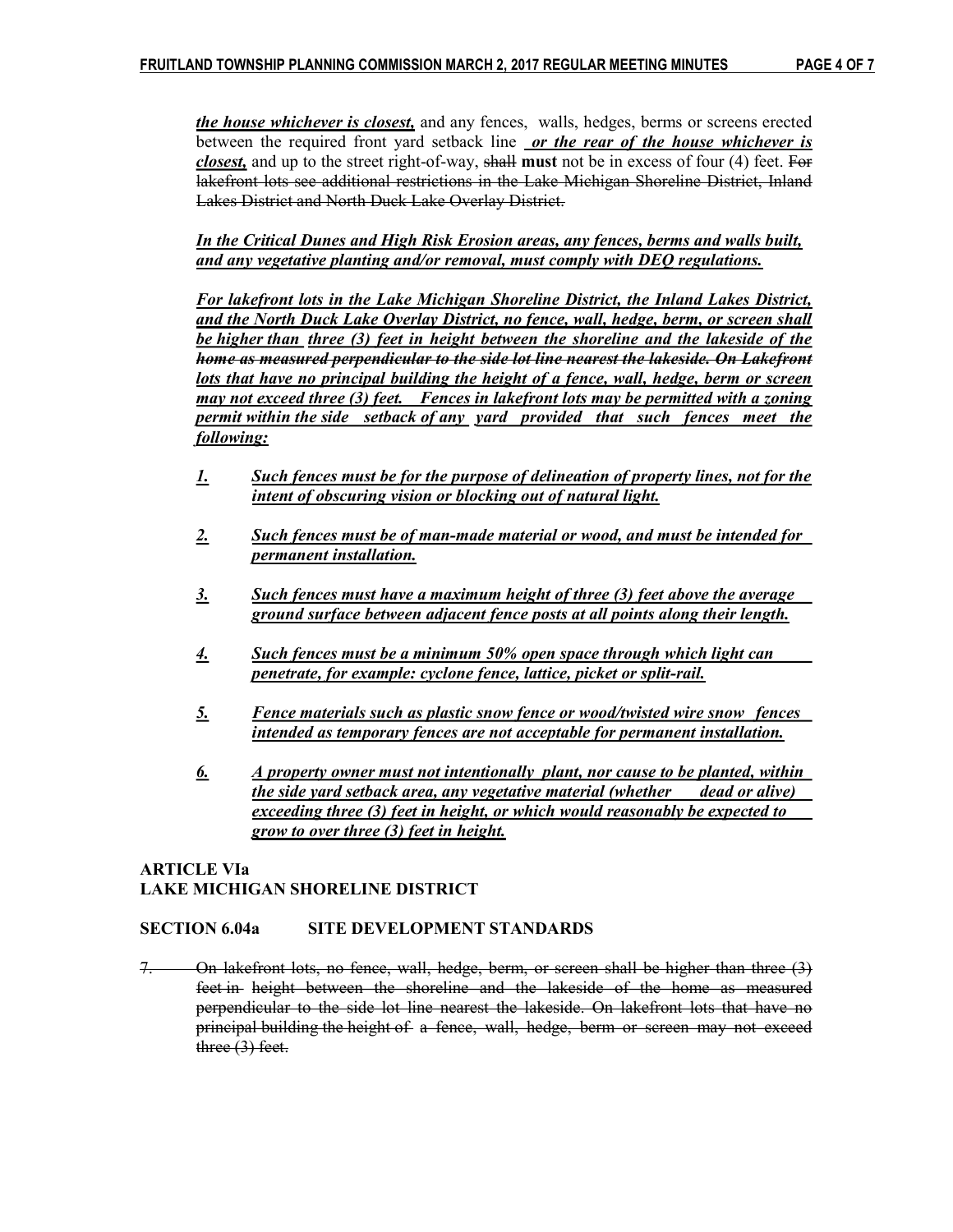***the house whichever is closest,*** and any fences, walls, hedges, berms or screens erected between the required front yard setback line ***or the rear of the house whichever is closest,*** and up to the street right-of-way, ~~shall~~ **must** not be in excess of four (4) feet. ~~For lakefront lots see additional restrictions in the Lake Michigan Shoreline District, Inland Lakes District and North Duck Lake Overlay District.~~

***In the Critical Dunes and High Risk Erosion areas, any fences, berms and walls built, and any vegetative planting and/or removal, must comply with DEQ regulations.***

***For lakefront lots in the Lake Michigan Shoreline District, the Inland Lakes District, and the North Duck Lake Overlay District, no fence, wall, hedge, berm, or screen shall be higher than three (3) feet in height between the shoreline and the lakeside of the home ~~as measured perpendicular to the side lot line nearest the lakeside.~~ On Lakefront lots that have no principal building the height of a fence, wall, hedge, berm or screen may not exceed three (3) feet. Fences in lakefront lots may be permitted with a zoning permit within the side setback of any yard provided that such fences meet the following:***

1. ***Such fences must be for the purpose of delineation of property lines, not for the intent of obscuring vision or blocking out of natural light.***

2. ***Such fences must be of man-made material or wood, and must be intended for permanent installation.***

3. ***Such fences must have a maximum height of three (3) feet above the average ground surface between adjacent fence posts at all points along their length.***

4. ***Such fences must be a minimum 50% open space through which light can penetrate, for example: cyclone fence, lattice, picket or split-rail.***

5. ***Fence materials such as plastic snow fence or wood/twisted wire snow fences intended as temporary fences are not acceptable for permanent installation.***

6. ***A property owner must not intentionally plant, nor cause to be planted, within the side yard setback area, any vegetative material (whether dead or alive) exceeding three (3) feet in height, or which would reasonably be expected to grow to over three (3) feet in height.***

**ARTICLE VIa**
**LAKE MICHIGAN SHORELINE DISTRICT**

**SECTION 6.04a SITE DEVELOPMENT STANDARDS**

~~7. On lakefront lots, no fence, wall, hedge, berm, or screen shall be higher than three (3) feet in height between the shoreline and the lakeside of the home as measured perpendicular to the side lot line nearest the lakeside. On lakefront lots that have no principal building the height of a fence, wall, hedge, berm or screen may not exceed three (3) feet.~~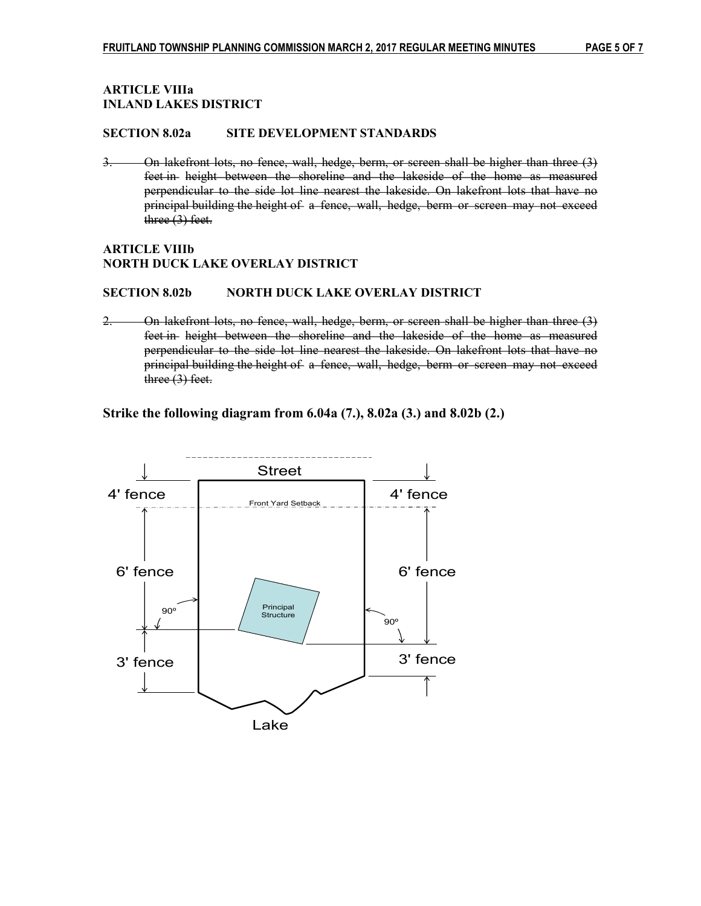**ARTICLE VIIIa**
**INLAND LAKES DISTRICT**

**SECTION 8.02a SITE DEVELOPMENT STANDARDS**

3. ~~On lakefront lots, no fence, wall, hedge, berm, or screen shall be higher than three (3) feet in height between the shoreline and the lakeside of the home as measured perpendicular to the side lot line nearest the lakeside. On lakefront lots that have no principal building the height of a fence, wall, hedge, berm or screen may not exceed three (3) feet.~~

**ARTICLE VIIIb**
**NORTH DUCK LAKE OVERLAY DISTRICT**

**SECTION 8.02b NORTH DUCK LAKE OVERLAY DISTRICT**

2. ~~On lakefront lots, no fence, wall, hedge, berm, or screen shall be higher than three (3) feet in height between the shoreline and the lakeside of the home as measured perpendicular to the side lot line nearest the lakeside. On lakefront lots that have no principal building the height of a fence, wall, hedge, berm or screen may not exceed three (3) feet.~~

### Strike the following diagram from 6.04a (7.), 8.02a (3.) and 8.02b (2.)

Street

4' fence | 4' fence

Front Yard Setback

6' fence | 6' fence

90° | Principal Structure | 90°

3' fence | 3' fence

Lake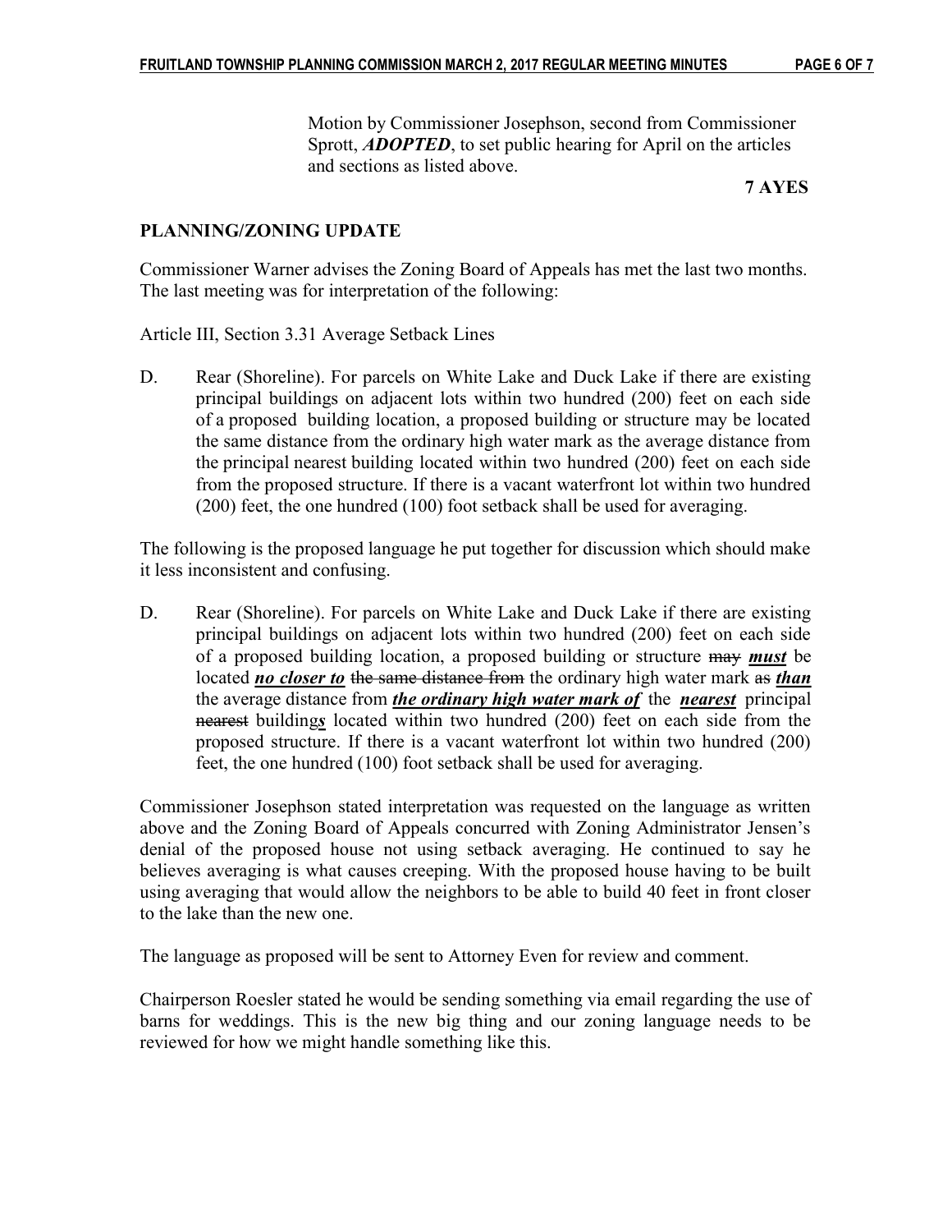Motion by Commissioner Josephson, second from Commissioner Sprott, ***ADOPTED***, to set public hearing for April on the articles and sections as listed above.

**7 AYES**

## PLANNING/ZONING UPDATE

Commissioner Warner advises the Zoning Board of Appeals has met the last two months. The last meeting was for interpretation of the following:

Article III, Section 3.31 Average Setback Lines

D. Rear (Shoreline). For parcels on White Lake and Duck Lake if there are existing principal buildings on adjacent lots within two hundred (200) feet on each side of a proposed building location, a proposed building or structure may be located the same distance from the ordinary high water mark as the average distance from the principal nearest building located within two hundred (200) feet on each side from the proposed structure. If there is a vacant waterfront lot within two hundred (200) feet, the one hundred (100) foot setback shall be used for averaging.

The following is the proposed language he put together for discussion which should make it less inconsistent and confusing.

D. Rear (Shoreline). For parcels on White Lake and Duck Lake if there are existing principal buildings on adjacent lots within two hundred (200) feet on each side of a proposed building location, a proposed building or structure ~~may~~ ***must*** be located ***no closer to*** ~~the same distance from~~ the ordinary high water mark ~~as~~ ***than*** the average distance from ***the ordinary high water mark of*** the ***nearest*** principal ~~nearest~~ building***s*** located within two hundred (200) feet on each side from the proposed structure. If there is a vacant waterfront lot within two hundred (200) feet, the one hundred (100) foot setback shall be used for averaging.

Commissioner Josephson stated interpretation was requested on the language as written above and the Zoning Board of Appeals concurred with Zoning Administrator Jensen's denial of the proposed house not using setback averaging. He continued to say he believes averaging is what causes creeping. With the proposed house having to be built using averaging that would allow the neighbors to be able to build 40 feet in front closer to the lake than the new one.

The language as proposed will be sent to Attorney Even for review and comment.

Chairperson Roesler stated he would be sending something via email regarding the use of barns for weddings. This is the new big thing and our zoning language needs to be reviewed for how we might handle something like this.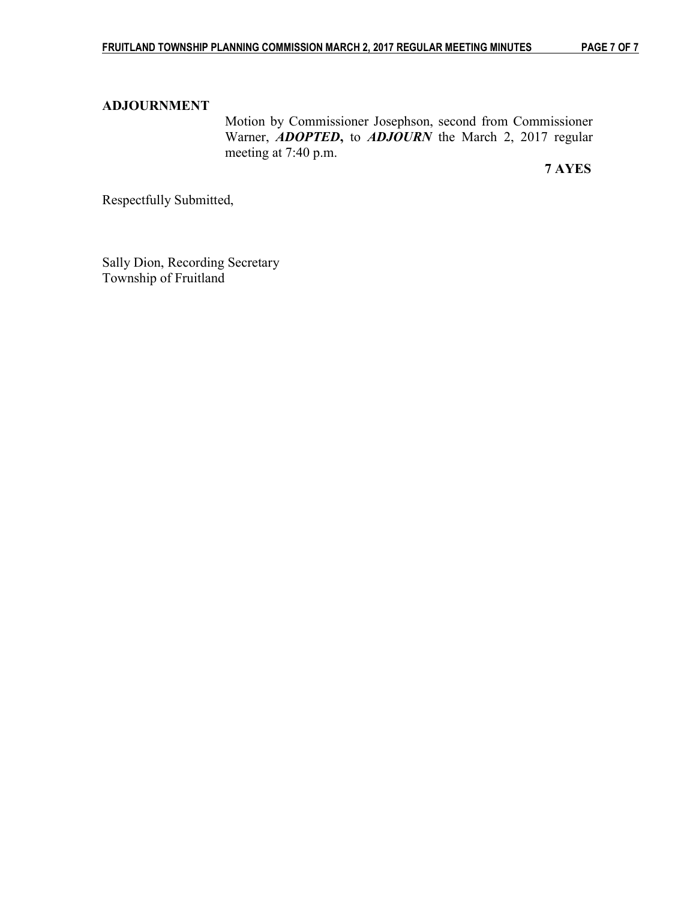**ADJOURNMENT**

Motion by Commissioner Josephson, second from Commissioner Warner, ***ADOPTED***, to ***ADJOURN*** the March 2, 2017 regular meeting at 7:40 p.m.

**7 AYES**

Respectfully Submitted,

Sally Dion, Recording Secretary
Township of Fruitland